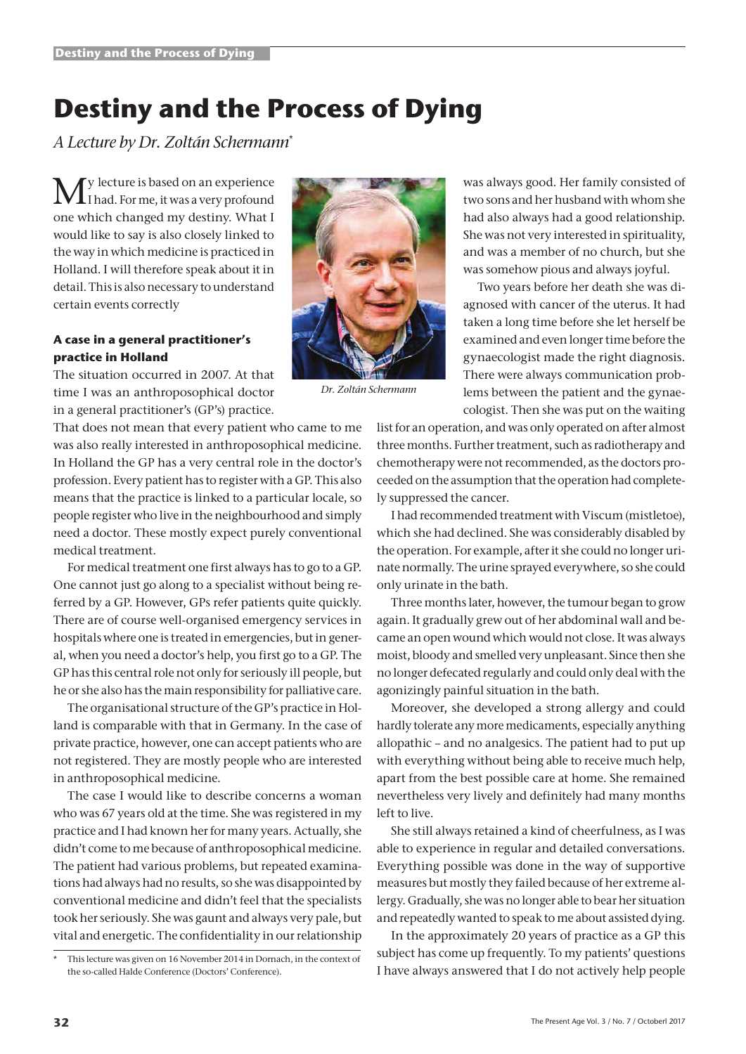# Destiny and the Process of Dying

*A Lecture by Dr. Zoltán Schermann**

My lecture is based on an experience I had. For me, it was a very profound one which changed my destiny. What I would like to say is also closely linked to the way in which medicine is practiced in Holland. I will therefore speak about it in detail. This is also necessary to understand certain events correctly

### A case in a general practitioner's practice in Holland

The situation occurred in 2007. At that time I was an anthroposophical doctor in a general practitioner's (GP's) practice. That does not mean that every patient who came to me was also really interested in anthroposophical medicine. In Holland the GP has a very central role in the doctor's profession. Every patient has to register with a GP. This also means that the practice is linked to a particular locale, so people register who live in the neighbourhood and simply need a doctor. These mostly expect purely conventional medical treatment.

For medical treatment one first always has to go to a GP. One cannot just go along to a specialist without being referred by a GP. However, GPs refer patients quite quickly. There are of course well-organised emergency services in hospitals where one is treated in emergencies, but in general, when you need a doctor's help, you first go to a GP. The GP has this central role not only for seriously ill people, but he or she also has the main responsibility for palliative care.

The organisational structure of the GP's practice in Holland is comparable with that in Germany. In the case of private practice, however, one can accept patients who are not registered. They are mostly people who are interested in anthroposophical medicine.

The case I would like to describe concerns a woman who was 67 years old at the time. She was registered in my practice and I had known her for many years. Actually, she didn't come to me because of anthroposophical medicine. The patient had various problems, but repeated examinations had always had no results, so she was disappointed by conventional medicine and didn't feel that the specialists took her seriously. She was gaunt and always very pale, but vital and energetic. The confidentiality in our relationship was always good. Her family consisted of two sons and her husband with whom she had also always had a good relationship. She was not very interested in spirituality, and was a member of no church, but she was somehow pious and always joyful.

Dr. Zoltán Schermann

Two years before her death she was diagnosed with cancer of the uterus. It had taken a long time before she let herself be examined and even longer time before the gynaecologist made the right diagnosis. There were always communication problems between the patient and the gynaecologist. Then she was put on the waiting list for an operation, and was only operated on after almost three months. Further treatment, such as radiotherapy and chemotherapy were not recommended, as the doctors proceeded on the assumption that the operation had completely suppressed the cancer.

I had recommended treatment with Viscum (mistletoe), which she had declined. She was considerably disabled by the operation. For example, after it she could no longer urinate normally. The urine sprayed everywhere, so she could only urinate in the bath.

Three months later, however, the tumour began to grow again. It gradually grew out of her abdominal wall and became an open wound which would not close. It was always moist, bloody and smelled very unpleasant. Since then she no longer defecated regularly and could only deal with the agonizingly painful situation in the bath.

Moreover, she developed a strong allergy and could hardly tolerate any more medicaments, especially anything allopathic – and no analgesics. The patient had to put up with everything without being able to receive much help, apart from the best possible care at home. She remained nevertheless very lively and definitely had many months left to live.

She still always retained a kind of cheerfulness, as I was able to experience in regular and detailed conversations. Everything possible was done in the way of supportive measures but mostly they failed because of her extreme allergy. Gradually, she was no longer able to bear her situation and repeatedly wanted to speak to me about assisted dying.

In the approximately 20 years of practice as a GP this subject has come up frequently. To my patients' questions I have always answered that I do not actively help people

* This lecture was given on 16 November 2014 in Dornach, in the context of the so-called Halde Conference (Doctors' Conference).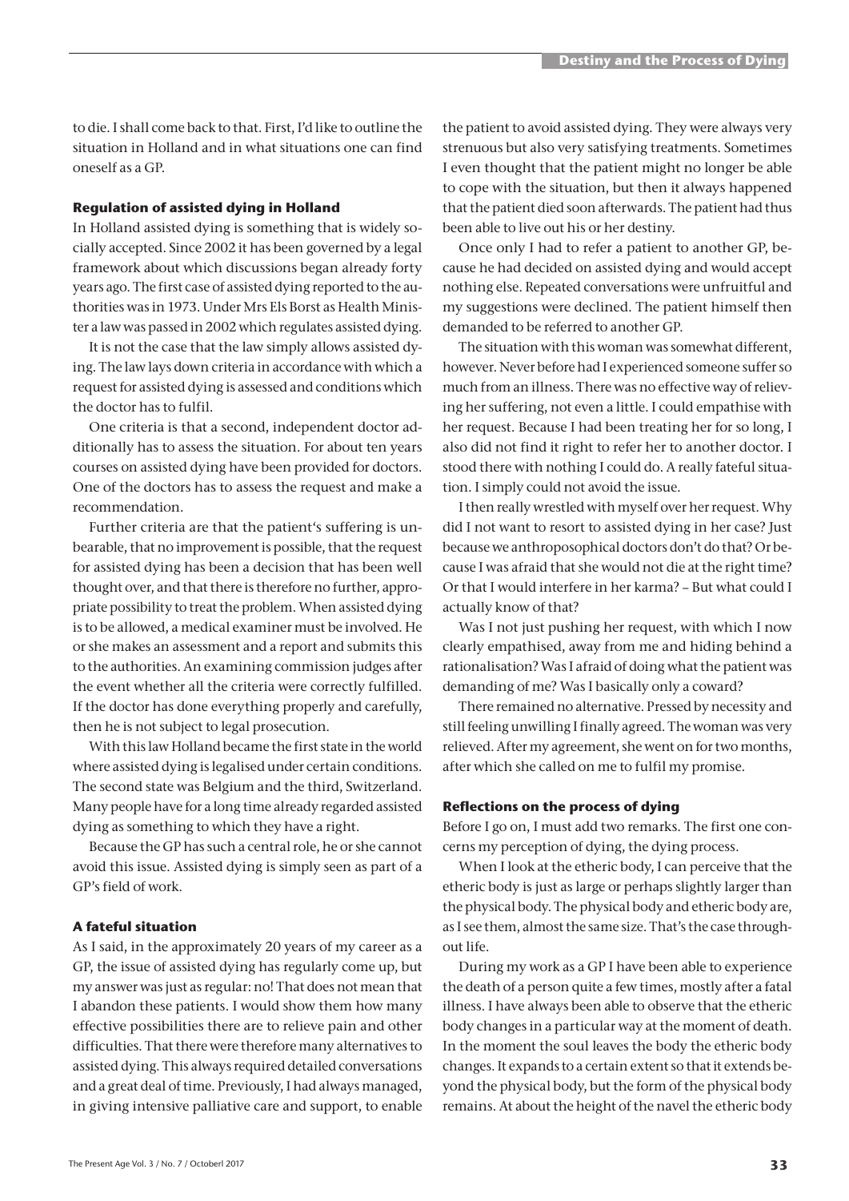to die. I shall come back to that. First, I'd like to outline the situation in Holland and in what situations one can find oneself as a GP.

### Regulation of assisted dying in Holland

In Holland assisted dying is something that is widely socially accepted. Since 2002 it has been governed by a legal framework about which discussions began already forty years ago. The first case of assisted dying reported to the authorities was in 1973. Under Mrs Els Borst as Health Minister a law was passed in 2002 which regulates assisted dying.

It is not the case that the law simply allows assisted dying. The law lays down criteria in accordance with which a request for assisted dying is assessed and conditions which the doctor has to fulfil.

One criteria is that a second, independent doctor additionally has to assess the situation. For about ten years courses on assisted dying have been provided for doctors. One of the doctors has to assess the request and make a recommendation.

Further criteria are that the patient's suffering is unbearable, that no improvement is possible, that the request for assisted dying has been a decision that has been well thought over, and that there is therefore no further, appropriate possibility to treat the problem. When assisted dying is to be allowed, a medical examiner must be involved. He or she makes an assessment and a report and submits this to the authorities. An examining commission judges after the event whether all the criteria were correctly fulfilled. If the doctor has done everything properly and carefully, then he is not subject to legal prosecution.

With this law Holland became the first state in the world where assisted dying is legalised under certain conditions. The second state was Belgium and the third, Switzerland. Many people have for a long time already regarded assisted dying as something to which they have a right.

Because the GP has such a central role, he or she cannot avoid this issue. Assisted dying is simply seen as part of a GP's field of work.

### A fateful situation

As I said, in the approximately 20 years of my career as a GP, the issue of assisted dying has regularly come up, but my answer was just as regular: no! That does not mean that I abandon these patients. I would show them how many effective possibilities there are to relieve pain and other difficulties. That there were therefore many alternatives to assisted dying. This always required detailed conversations and a great deal of time. Previously, I had always managed, in giving intensive palliative care and support, to enable the patient to avoid assisted dying. They were always very strenuous but also very satisfying treatments. Sometimes I even thought that the patient might no longer be able to cope with the situation, but then it always happened that the patient died soon afterwards. The patient had thus been able to live out his or her destiny.

Once only I had to refer a patient to another GP, because he had decided on assisted dying and would accept nothing else. Repeated conversations were unfruitful and my suggestions were declined. The patient himself then demanded to be referred to another GP.

The situation with this woman was somewhat different, however. Never before had I experienced someone suffer so much from an illness. There was no effective way of relieving her suffering, not even a little. I could empathise with her request. Because I had been treating her for so long, I also did not find it right to refer her to another doctor. I stood there with nothing I could do. A really fateful situation. I simply could not avoid the issue.

I then really wrestled with myself over her request. Why did I not want to resort to assisted dying in her case? Just because we anthroposophical doctors don't do that? Or because I was afraid that she would not die at the right time? Or that I would interfere in her karma? – But what could I actually know of that?

Was I not just pushing her request, with which I now clearly empathised, away from me and hiding behind a rationalisation? Was I afraid of doing what the patient was demanding of me? Was I basically only a coward?

There remained no alternative. Pressed by necessity and still feeling unwilling I finally agreed. The woman was very relieved. After my agreement, she went on for two months, after which she called on me to fulfil my promise.

### Reflections on the process of dying

Before I go on, I must add two remarks. The first one concerns my perception of dying, the dying process.

When I look at the etheric body, I can perceive that the etheric body is just as large or perhaps slightly larger than the physical body. The physical body and etheric body are, as I see them, almost the same size. That's the case throughout life.

During my work as a GP I have been able to experience the death of a person quite a few times, mostly after a fatal illness. I have always been able to observe that the etheric body changes in a particular way at the moment of death. In the moment the soul leaves the body the etheric body changes. It expands to a certain extent so that it extends beyond the physical body, but the form of the physical body remains. At about the height of the navel the etheric body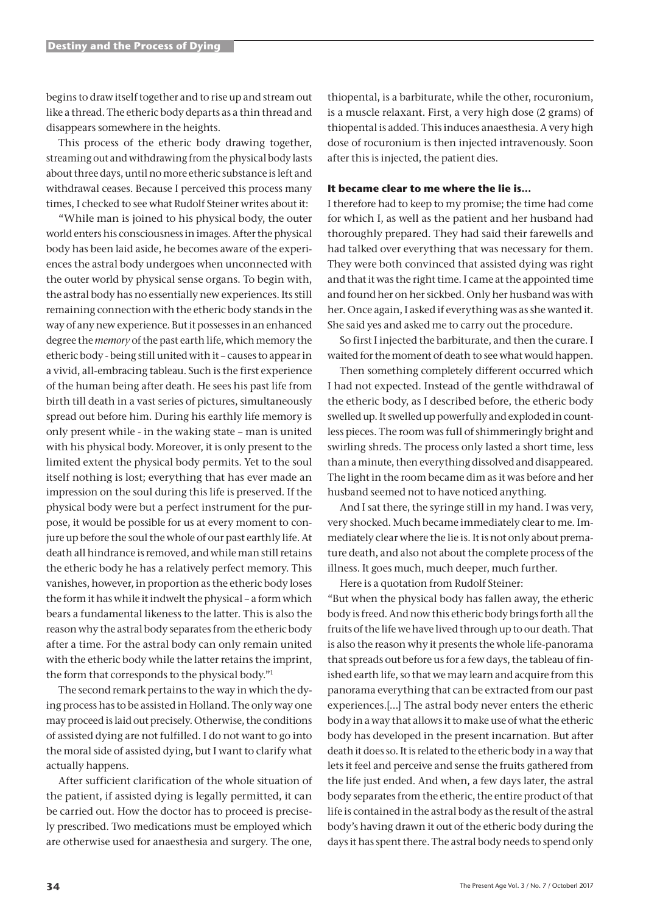begins to draw itself together and to rise up and stream out like a thread. The etheric body departs as a thin thread and disappears somewhere in the heights.

This process of the etheric body drawing together, streaming out and withdrawing from the physical body lasts about three days, until no more etheric substance is left and withdrawal ceases. Because I perceived this process many times, I checked to see what Rudolf Steiner writes about it:

"While man is joined to his physical body, the outer world enters his consciousness in images. After the physical body has been laid aside, he becomes aware of the experiences the astral body undergoes when unconnected with the outer world by physical sense organs. To begin with, the astral body has no essentially new experiences. Its still remaining connection with the etheric body stands in the way of any new experience. But it possesses in an enhanced degree the *memory* of the past earth life, which memory the etheric body - being still united with it – causes to appear in a vivid, all-embracing tableau. Such is the first experience of the human being after death. He sees his past life from birth till death in a vast series of pictures, simultaneously spread out before him. During his earthly life memory is only present while - in the waking state – man is united with his physical body. Moreover, it is only present to the limited extent the physical body permits. Yet to the soul itself nothing is lost; everything that has ever made an impression on the soul during this life is preserved. If the physical body were but a perfect instrument for the purpose, it would be possible for us at every moment to conjure up before the soul the whole of our past earthly life. At death all hindrance is removed, and while man still retains the etheric body he has a relatively perfect memory. This vanishes, however, in proportion as the etheric body loses the form it has while it indwelt the physical – a form which bears a fundamental likeness to the latter. This is also the reason why the astral body separates from the etheric body after a time. For the astral body can only remain united with the etheric body while the latter retains the imprint, the form that corresponds to the physical body."[1]

The second remark pertains to the way in which the dying process has to be assisted in Holland. The only way one may proceed is laid out precisely. Otherwise, the conditions of assisted dying are not fulfilled. I do not want to go into the moral side of assisted dying, but I want to clarify what actually happens.

After sufficient clarification of the whole situation of the patient, if assisted dying is legally permitted, it can be carried out. How the doctor has to proceed is precisely prescribed. Two medications must be employed which are otherwise used for anaesthesia and surgery. The one, thiopental, is a barbiturate, while the other, rocuronium, is a muscle relaxant. First, a very high dose (2 grams) of thiopental is added. This induces anaesthesia. A very high dose of rocuronium is then injected intravenously. Soon after this is injected, the patient dies.

#### It became clear to me where the lie is...

I therefore had to keep to my promise; the time had come for which I, as well as the patient and her husband had thoroughly prepared. They had said their farewells and had talked over everything that was necessary for them. They were both convinced that assisted dying was right and that it was the right time. I came at the appointed time and found her on her sickbed. Only her husband was with her. Once again, I asked if everything was as she wanted it. She said yes and asked me to carry out the procedure.

So first I injected the barbiturate, and then the curare. I waited for the moment of death to see what would happen.

Then something completely different occurred which I had not expected. Instead of the gentle withdrawal of the etheric body, as I described before, the etheric body swelled up. It swelled up powerfully and exploded in countless pieces. The room was full of shimmeringly bright and swirling shreds. The process only lasted a short time, less than a minute, then everything dissolved and disappeared. The light in the room became dim as it was before and her husband seemed not to have noticed anything.

And I sat there, the syringe still in my hand. I was very, very shocked. Much became immediately clear to me. Immediately clear where the lie is. It is not only about premature death, and also not about the complete process of the illness. It goes much, much deeper, much further.

Here is a quotation from Rudolf Steiner:

"But when the physical body has fallen away, the etheric body is freed. And now this etheric body brings forth all the fruits of the life we have lived through up to our death. That is also the reason why it presents the whole life-panorama that spreads out before us for a few days, the tableau of finished earth life, so that we may learn and acquire from this panorama everything that can be extracted from our past experiences.[...] The astral body never enters the etheric body in a way that allows it to make use of what the etheric body has developed in the present incarnation. But after death it does so. It is related to the etheric body in a way that lets it feel and perceive and sense the fruits gathered from the life just ended. And when, a few days later, the astral body separates from the etheric, the entire product of that life is contained in the astral body as the result of the astral body's having drawn it out of the etheric body during the days it has spent there. The astral body needs to spend only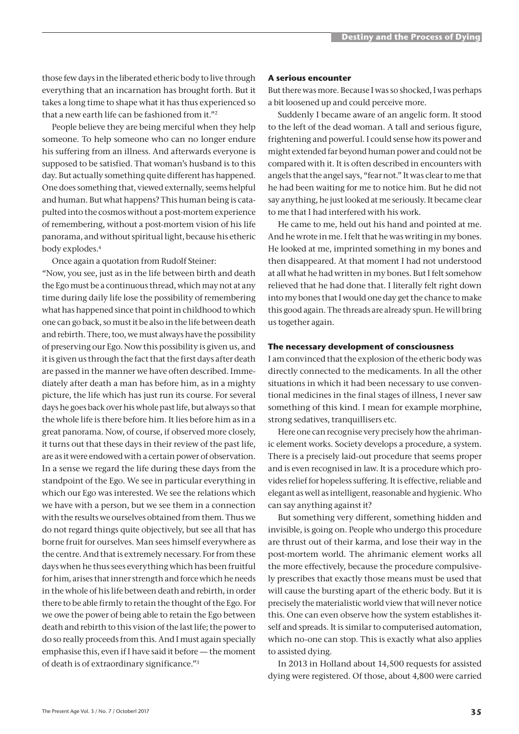those few days in the liberated etheric body to live through everything that an incarnation has brought forth. But it takes a long time to shape what it has thus experienced so that a new earth life can be fashioned from it."[2]

People believe they are being merciful when they help someone. To help someone who can no longer endure his suffering from an illness. And afterwards everyone is supposed to be satisfied. That woman's husband is to this day. But actually something quite different has happened. One does something that, viewed externally, seems helpful and human. But what happens? This human being is catapulted into the cosmos without a post-mortem experience of remembering, without a post-mortem vision of his life panorama, and without spiritual light, because his etheric body explodes.[4]

Once again a quotation from Rudolf Steiner:

"Now, you see, just as in the life between birth and death the Ego must be a continuous thread, which may not at any time during daily life lose the possibility of remembering what has happened since that point in childhood to which one can go back, so must it be also in the life between death and rebirth. There, too, we must always have the possibility of preserving our Ego. Now this possibility is given us, and it is given us through the fact that the first days after death are passed in the manner we have often described. Immediately after death a man has before him, as in a mighty picture, the life which has just run its course. For several days he goes back over his whole past life, but always so that the whole life is there before him. It lies before him as in a great panorama. Now, of course, if observed more closely, it turns out that these days in their review of the past life, are as it were endowed with a certain power of observation. In a sense we regard the life during these days from the standpoint of the Ego. We see in particular everything in which our Ego was interested. We see the relations which we have with a person, but we see them in a connection with the results we ourselves obtained from them. Thus we do not regard things quite objectively, but see all that has borne fruit for ourselves. Man sees himself everywhere as the centre. And that is extremely necessary. For from these days when he thus sees everything which has been fruitful for him, arises that inner strength and force which he needs in the whole of his life between death and rebirth, in order there to be able firmly to retain the thought of the Ego. For we owe the power of being able to retain the Ego between death and rebirth to this vision of the last life; the power to do so really proceeds from this. And I must again specially emphasise this, even if I have said it before — the moment of death is of extraordinary significance."[3]

#### A serious encounter

But there was more. Because I was so shocked, I was perhaps a bit loosened up and could perceive more.

Suddenly I became aware of an angelic form. It stood to the left of the dead woman. A tall and serious figure, frightening and powerful. I could sense how its power and might extended far beyond human power and could not be compared with it. It is often described in encounters with angels that the angel says, "fear not." It was clear to me that he had been waiting for me to notice him. But he did not say anything, he just looked at me seriously. It became clear to me that I had interfered with his work.

He came to me, held out his hand and pointed at me. And he wrote in me. I felt that he was writing in my bones. He looked at me, imprinted something in my bones and then disappeared. At that moment I had not understood at all what he had written in my bones. But I felt somehow relieved that he had done that. I literally felt right down into my bones that I would one day get the chance to make this good again. The threads are already spun. He will bring us together again.

#### The necessary development of consciousness

I am convinced that the explosion of the etheric body was directly connected to the medicaments. In all the other situations in which it had been necessary to use conventional medicines in the final stages of illness, I never saw something of this kind. I mean for example morphine, strong sedatives, tranquillisers etc.

Here one can recognise very precisely how the ahrimanic element works. Society develops a procedure, a system. There is a precisely laid-out procedure that seems proper and is even recognised in law. It is a procedure which provides relief for hopeless suffering. It is effective, reliable and elegant as well as intelligent, reasonable and hygienic. Who can say anything against it?

But something very different, something hidden and invisible, is going on. People who undergo this procedure are thrust out of their karma, and lose their way in the post-mortem world. The ahrimanic element works all the more effectively, because the procedure compulsively prescribes that exactly those means must be used that will cause the bursting apart of the etheric body. But it is precisely the materialistic world view that will never notice this. One can even observe how the system establishes itself and spreads. It is similar to computerised automation, which no-one can stop. This is exactly what also applies to assisted dying.

In 2013 in Holland about 14,500 requests for assisted dying were registered. Of those, about 4,800 were carried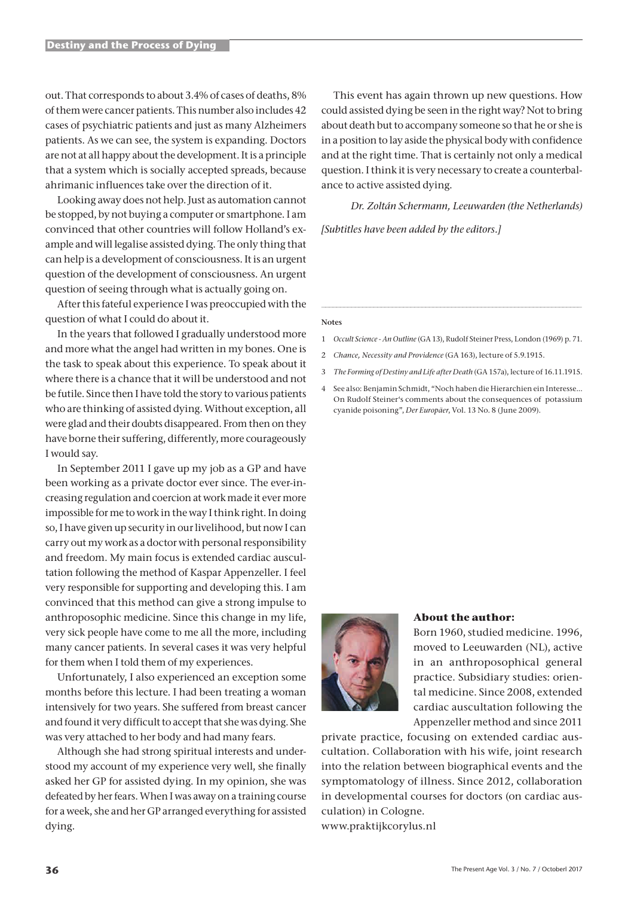out. That corresponds to about 3.4% of cases of deaths, 8% of them were cancer patients. This number also includes 42 cases of psychiatric patients and just as many Alzheimers patients. As we can see, the system is expanding. Doctors are not at all happy about the development. It is a principle that a system which is socially accepted spreads, because ahrimanic influences take over the direction of it.

Looking away does not help. Just as automation cannot be stopped, by not buying a computer or smartphone. I am convinced that other countries will follow Holland's example and will legalise assisted dying. The only thing that can help is a development of consciousness. It is an urgent question of the development of consciousness. An urgent question of seeing through what is actually going on.

After this fateful experience I was preoccupied with the question of what I could do about it.

In the years that followed I gradually understood more and more what the angel had written in my bones. One is the task to speak about this experience. To speak about it where there is a chance that it will be understood and not be futile. Since then I have told the story to various patients who are thinking of assisted dying. Without exception, all were glad and their doubts disappeared. From then on they have borne their suffering, differently, more courageously I would say.

In September 2011 I gave up my job as a GP and have been working as a private doctor ever since. The ever-increasing regulation and coercion at work made it ever more impossible for me to work in the way I think right. In doing so, I have given up security in our livelihood, but now I can carry out my work as a doctor with personal responsibility and freedom. My main focus is extended cardiac auscultation following the method of Kaspar Appenzeller. I feel very responsible for supporting and developing this. I am convinced that this method can give a strong impulse to anthroposophic medicine. Since this change in my life, very sick people have come to me all the more, including many cancer patients. In several cases it was very helpful for them when I told them of my experiences.

Unfortunately, I also experienced an exception some months before this lecture. I had been treating a woman intensively for two years. She suffered from breast cancer and found it very difficult to accept that she was dying. She was very attached to her body and had many fears.

Although she had strong spiritual interests and understood my account of my experience very well, she finally asked her GP for assisted dying. In my opinion, she was defeated by her fears. When I was away on a training course for a week, she and her GP arranged everything for assisted dying.

This event has again thrown up new questions. How could assisted dying be seen in the right way? Not to bring about death but to accompany someone so that he or she is in a position to lay aside the physical body with confidence and at the right time. That is certainly not only a medical question. I think it is very necessary to create a counterbalance to active assisted dying.

*Dr. Zoltán Schermann, Leeuwarden (the Netherlands)*

*[Subtitles have been added by the editors.]*

**Notes**

1 *Occult Science - An Outline* (GA 13), Rudolf Steiner Press, London (1969) p. 71.

2 *Chance, Necessity and Providence* (GA 163), lecture of 5.9.1915.

3 *The Forming of Destiny and Life after Death* (GA 157a), lecture of 16.11.1915.

4 See also: Benjamin Schmidt, "Noch haben die Hierarchien ein Interesse... On Rudolf Steiner's comments about the consequences of potassium cyanide poisoning", *Der Europäer*, Vol. 13 No. 8 (June 2009).

### About the author:

Born 1960, studied medicine. 1996, moved to Leeuwarden (NL), active in an anthroposophical general practice. Subsidiary studies: oriental medicine. Since 2008, extended cardiac auscultation following the Appenzeller method and since 2011 private practice, focusing on extended cardiac auscultation. Collaboration with his wife, joint research into the relation between biographical events and the symptomatology of illness. Since 2012, collaboration in developmental courses for doctors (on cardiac ausculation) in Cologne.

www.praktijkcorylus.nl